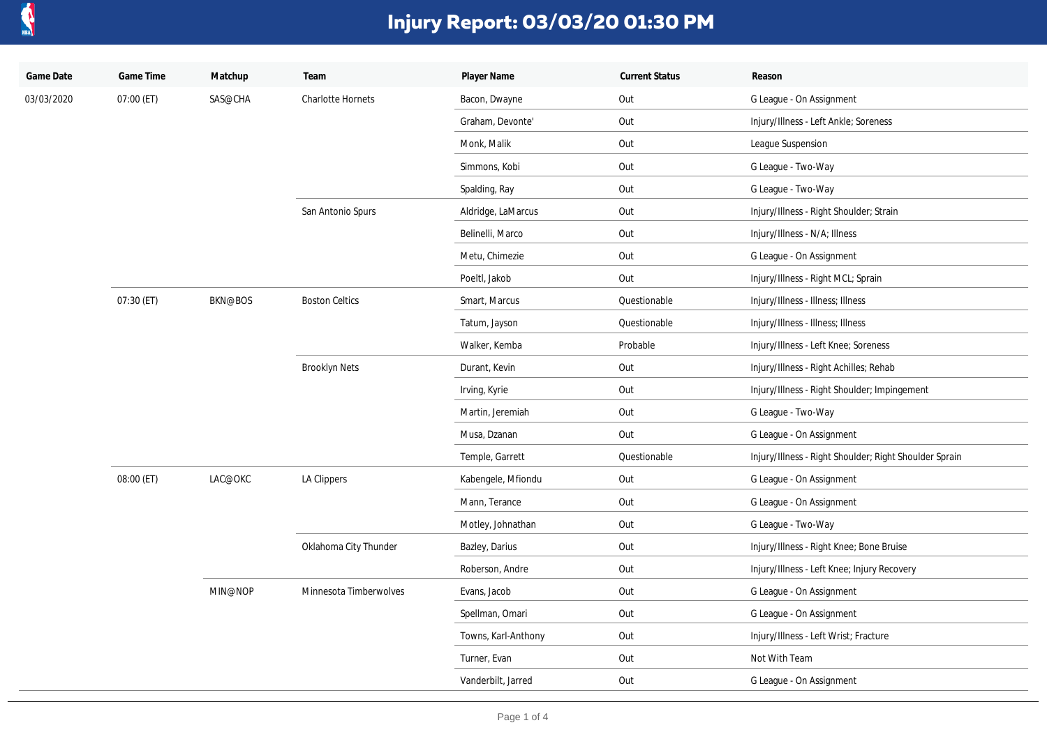# Injury Report: 03/03/20 01:30 PM

| Game Date | Game Time | Matchup | Team | Player Name | Current Status | Reason |
| --- | --- | --- | --- | --- | --- | --- |
| 03/03/2020 | 07:00 (ET) | SAS@CHA | Charlotte Hornets | Bacon, Dwayne | Out | G League - On Assignment |
| | | | | Graham, Devonte' | Out | Injury/Illness - Left Ankle; Soreness |
| | | | | Monk, Malik | Out | League Suspension |
| | | | | Simmons, Kobi | Out | G League - Two-Way |
| | | | | Spalding, Ray | Out | G League - Two-Way |
| | | | San Antonio Spurs | Aldridge, LaMarcus | Out | Injury/Illness - Right Shoulder; Strain |
| | | | | Belinelli, Marco | Out | Injury/Illness - N/A; Illness |
| | | | | Metu, Chimezie | Out | G League - On Assignment |
| | | | | Poeltl, Jakob | Out | Injury/Illness - Right MCL; Sprain |
| | 07:30 (ET) | BKN@BOS | Boston Celtics | Smart, Marcus | Questionable | Injury/Illness - Illness; Illness |
| | | | | Tatum, Jayson | Questionable | Injury/Illness - Illness; Illness |
| | | | | Walker, Kemba | Probable | Injury/Illness - Left Knee; Soreness |
| | | | Brooklyn Nets | Durant, Kevin | Out | Injury/Illness - Right Achilles; Rehab |
| | | | | Irving, Kyrie | Out | Injury/Illness - Right Shoulder; Impingement |
| | | | | Martin, Jeremiah | Out | G League - Two-Way |
| | | | | Musa, Dzanan | Out | G League - On Assignment |
| | | | | Temple, Garrett | Questionable | Injury/Illness - Right Shoulder; Right Shoulder Sprain |
| | 08:00 (ET) | LAC@OKC | LA Clippers | Kabengele, Mfiondu | Out | G League - On Assignment |
| | | | | Mann, Terance | Out | G League - On Assignment |
| | | | | Motley, Johnathan | Out | G League - Two-Way |
| | | | Oklahoma City Thunder | Bazley, Darius | Out | Injury/Illness - Right Knee; Bone Bruise |
| | | | | Roberson, Andre | Out | Injury/Illness - Left Knee; Injury Recovery |
| | | MIN@NOP | Minnesota Timberwolves | Evans, Jacob | Out | G League - On Assignment |
| | | | | Spellman, Omari | Out | G League - On Assignment |
| | | | | Towns, Karl-Anthony | Out | Injury/Illness - Left Wrist; Fracture |
| | | | | Turner, Evan | Out | Not With Team |
| | | | | Vanderbilt, Jarred | Out | G League - On Assignment |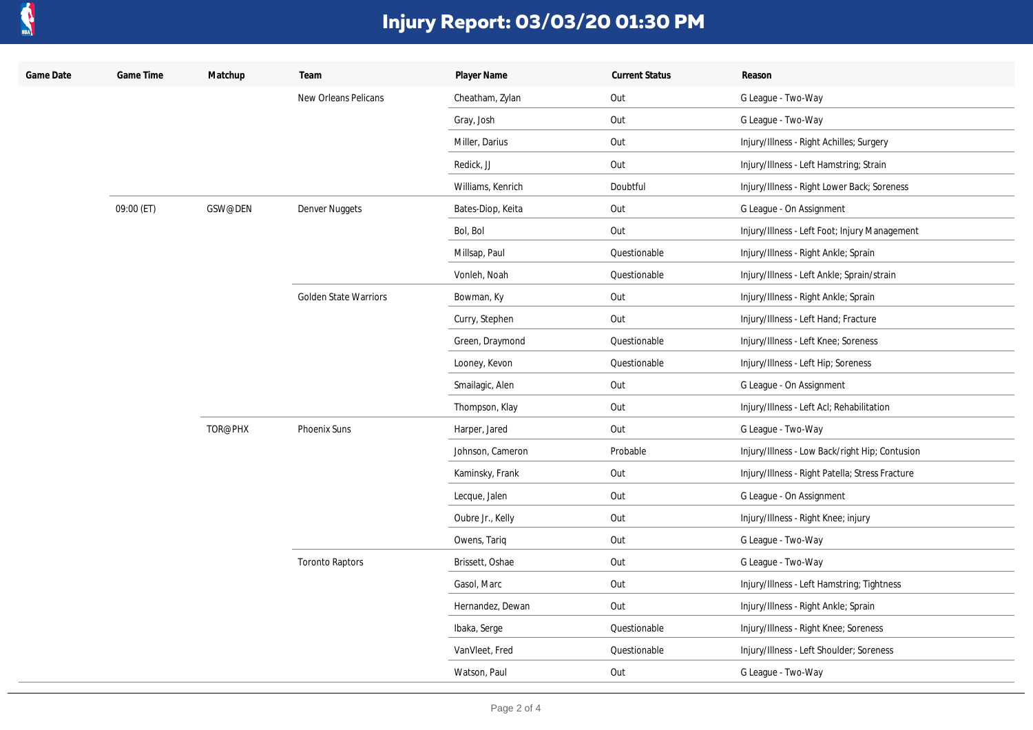# Injury Report: 03/03/20 01:30 PM

| Game Date | Game Time | Matchup | Team | Player Name | Current Status | Reason |
|---|---|---|---|---|---|---|
| | | | New Orleans Pelicans | Cheatham, Zylan | Out | G League - Two-Way |
| | | | | Gray, Josh | Out | G League - Two-Way |
| | | | | Miller, Darius | Out | Injury/Illness - Right Achilles; Surgery |
| | | | | Redick, JJ | Out | Injury/Illness - Left Hamstring; Strain |
| | | | | Williams, Kenrich | Doubtful | Injury/Illness - Right Lower Back; Soreness |
| | 09:00 (ET) | GSW@DEN | Denver Nuggets | Bates-Diop, Keita | Out | G League - On Assignment |
| | | | | Bol, Bol | Out | Injury/Illness - Left Foot; Injury Management |
| | | | | Millsap, Paul | Questionable | Injury/Illness - Right Ankle; Sprain |
| | | | | Vonleh, Noah | Questionable | Injury/Illness - Left Ankle; Sprain/strain |
| | | | Golden State Warriors | Bowman, Ky | Out | Injury/Illness - Right Ankle; Sprain |
| | | | | Curry, Stephen | Out | Injury/Illness - Left Hand; Fracture |
| | | | | Green, Draymond | Questionable | Injury/Illness - Left Knee; Soreness |
| | | | | Looney, Kevon | Questionable | Injury/Illness - Left Hip; Soreness |
| | | | | Smailagic, Alen | Out | G League - On Assignment |
| | | | | Thompson, Klay | Out | Injury/Illness - Left Acl; Rehabilitation |
| | | TOR@PHX | Phoenix Suns | Harper, Jared | Out | G League - Two-Way |
| | | | | Johnson, Cameron | Probable | Injury/Illness - Low Back/right Hip; Contusion |
| | | | | Kaminsky, Frank | Out | Injury/Illness - Right Patella; Stress Fracture |
| | | | | Lecque, Jalen | Out | G League - On Assignment |
| | | | | Oubre Jr., Kelly | Out | Injury/Illness - Right Knee; injury |
| | | | | Owens, Tariq | Out | G League - Two-Way |
| | | | Toronto Raptors | Brissett, Oshae | Out | G League - Two-Way |
| | | | | Gasol, Marc | Out | Injury/Illness - Left Hamstring; Tightness |
| | | | | Hernandez, Dewan | Out | Injury/Illness - Right Ankle; Sprain |
| | | | | Ibaka, Serge | Questionable | Injury/Illness - Right Knee; Soreness |
| | | | | VanVleet, Fred | Questionable | Injury/Illness - Left Shoulder; Soreness |
| | | | | Watson, Paul | Out | G League - Two-Way |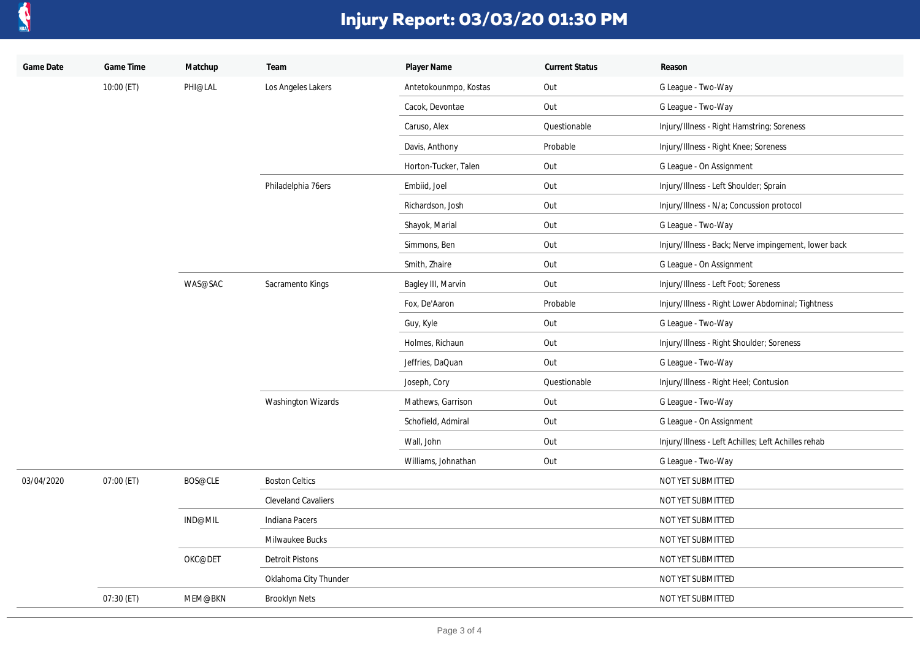# Injury Report: 03/03/20 01:30 PM

| Game Date | Game Time | Matchup | Team | Player Name | Current Status | Reason |
|---|---|---|---|---|---|---|
| | 10:00 (ET) | PHI@LAL | Los Angeles Lakers | Antetokounmpo, Kostas | Out | G League - Two-Way |
| | | | | Cacok, Devontae | Out | G League - Two-Way |
| | | | | Caruso, Alex | Questionable | Injury/Illness - Right Hamstring; Soreness |
| | | | | Davis, Anthony | Probable | Injury/Illness - Right Knee; Soreness |
| | | | | Horton-Tucker, Talen | Out | G League - On Assignment |
| | | | Philadelphia 76ers | Embiid, Joel | Out | Injury/Illness - Left Shoulder; Sprain |
| | | | | Richardson, Josh | Out | Injury/Illness - N/a; Concussion protocol |
| | | | | Shayok, Marial | Out | G League - Two-Way |
| | | | | Simmons, Ben | Out | Injury/Illness - Back; Nerve impingement, lower back |
| | | | | Smith, Zhaire | Out | G League - On Assignment |
| | | WAS@SAC | Sacramento Kings | Bagley III, Marvin | Out | Injury/Illness - Left Foot; Soreness |
| | | | | Fox, De'Aaron | Probable | Injury/Illness - Right Lower Abdominal; Tightness |
| | | | | Guy, Kyle | Out | G League - Two-Way |
| | | | | Holmes, Richaun | Out | Injury/Illness - Right Shoulder; Soreness |
| | | | | Jeffries, DaQuan | Out | G League - Two-Way |
| | | | | Joseph, Cory | Questionable | Injury/Illness - Right Heel; Contusion |
| | | | Washington Wizards | Mathews, Garrison | Out | G League - Two-Way |
| | | | | Schofield, Admiral | Out | G League - On Assignment |
| | | | | Wall, John | Out | Injury/Illness - Left Achilles; Left Achilles rehab |
| | | | | Williams, Johnathan | Out | G League - Two-Way |
| 03/04/2020 | 07:00 (ET) | BOS@CLE | Boston Celtics | | | NOT YET SUBMITTED |
| | | | Cleveland Cavaliers | | | NOT YET SUBMITTED |
| | | IND@MIL | Indiana Pacers | | | NOT YET SUBMITTED |
| | | | Milwaukee Bucks | | | NOT YET SUBMITTED |
| | | OKC@DET | Detroit Pistons | | | NOT YET SUBMITTED |
| | | | Oklahoma City Thunder | | | NOT YET SUBMITTED |
| | 07:30 (ET) | MEM@BKN | Brooklyn Nets | | | NOT YET SUBMITTED |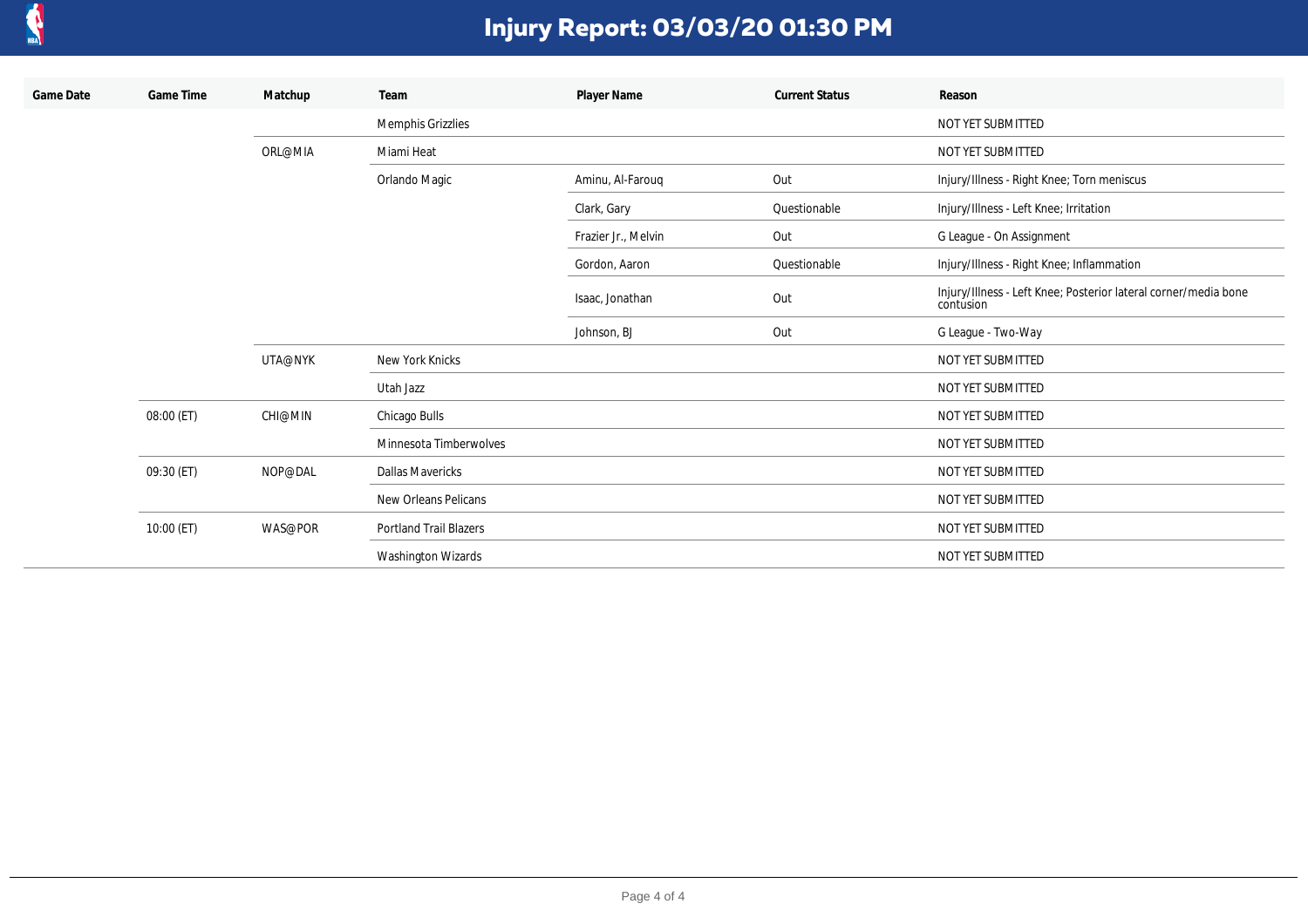# Injury Report: 03/03/20 01:30 PM

| Game Date | Game Time | Matchup | Team | Player Name | Current Status | Reason |
|---|---|---|---|---|---|---|
| | | | Memphis Grizzlies | | | NOT YET SUBMITTED |
| | | ORL@MIA | Miami Heat | | | NOT YET SUBMITTED |
| | | | Orlando Magic | Aminu, Al-Farouq | Out | Injury/Illness - Right Knee; Torn meniscus |
| | | | | Clark, Gary | Questionable | Injury/Illness - Left Knee; Irritation |
| | | | | Frazier Jr., Melvin | Out | G League - On Assignment |
| | | | | Gordon, Aaron | Questionable | Injury/Illness - Right Knee; Inflammation |
| | | | | Isaac, Jonathan | Out | Injury/Illness - Left Knee; Posterior lateral corner/media bone contusion |
| | | | | Johnson, BJ | Out | G League - Two-Way |
| | | UTA@NYK | New York Knicks | | | NOT YET SUBMITTED |
| | | | Utah Jazz | | | NOT YET SUBMITTED |
| | 08:00 (ET) | CHI@MIN | Chicago Bulls | | | NOT YET SUBMITTED |
| | | | Minnesota Timberwolves | | | NOT YET SUBMITTED |
| | 09:30 (ET) | NOP@DAL | Dallas Mavericks | | | NOT YET SUBMITTED |
| | | | New Orleans Pelicans | | | NOT YET SUBMITTED |
| | 10:00 (ET) | WAS@POR | Portland Trail Blazers | | | NOT YET SUBMITTED |
| | | | Washington Wizards | | | NOT YET SUBMITTED |